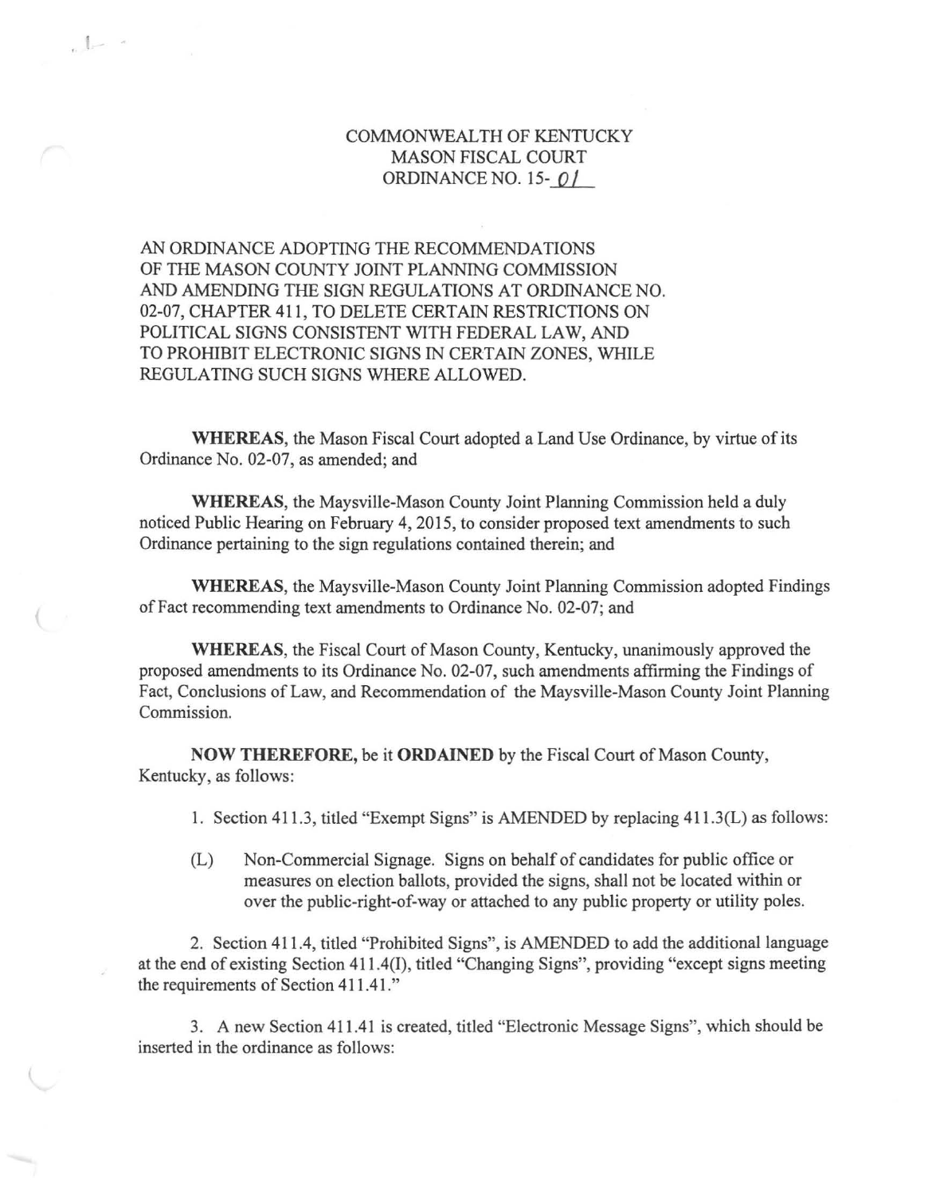COMMONWEALTH OF KENTUCKY
MASON FISCAL COURT
ORDINANCE NO. 15-01

AN ORDINANCE ADOPTING THE RECOMMENDATIONS OF THE MASON COUNTY JOINT PLANNING COMMISSION AND AMENDING THE SIGN REGULATIONS AT ORDINANCE NO. 02-07, CHAPTER 411, TO DELETE CERTAIN RESTRICTIONS ON POLITICAL SIGNS CONSISTENT WITH FEDERAL LAW, AND TO PROHIBIT ELECTRONIC SIGNS IN CERTAIN ZONES, WHILE REGULATING SUCH SIGNS WHERE ALLOWED.

**WHEREAS**, the Mason Fiscal Court adopted a Land Use Ordinance, by virtue of its Ordinance No. 02-07, as amended; and

**WHEREAS**, the Maysville-Mason County Joint Planning Commission held a duly noticed Public Hearing on February 4, 2015, to consider proposed text amendments to such Ordinance pertaining to the sign regulations contained therein; and

**WHEREAS**, the Maysville-Mason County Joint Planning Commission adopted Findings of Fact recommending text amendments to Ordinance No. 02-07; and

**WHEREAS**, the Fiscal Court of Mason County, Kentucky, unanimously approved the proposed amendments to its Ordinance No. 02-07, such amendments affirming the Findings of Fact, Conclusions of Law, and Recommendation of the Maysville-Mason County Joint Planning Commission.

**NOW THEREFORE,** be it **ORDAINED** by the Fiscal Court of Mason County, Kentucky, as follows:

1. Section 411.3, titled "Exempt Signs" is AMENDED by replacing 411.3(L) as follows:

   (L) Non-Commercial Signage. Signs on behalf of candidates for public office or measures on election ballots, provided the signs, shall not be located within or over the public-right-of-way or attached to any public property or utility poles.

2. Section 411.4, titled "Prohibited Signs", is AMENDED to add the additional language at the end of existing Section 411.4(I), titled "Changing Signs", providing "except signs meeting the requirements of Section 411.41."

3. A new Section 411.41 is created, titled "Electronic Message Signs", which should be inserted in the ordinance as follows: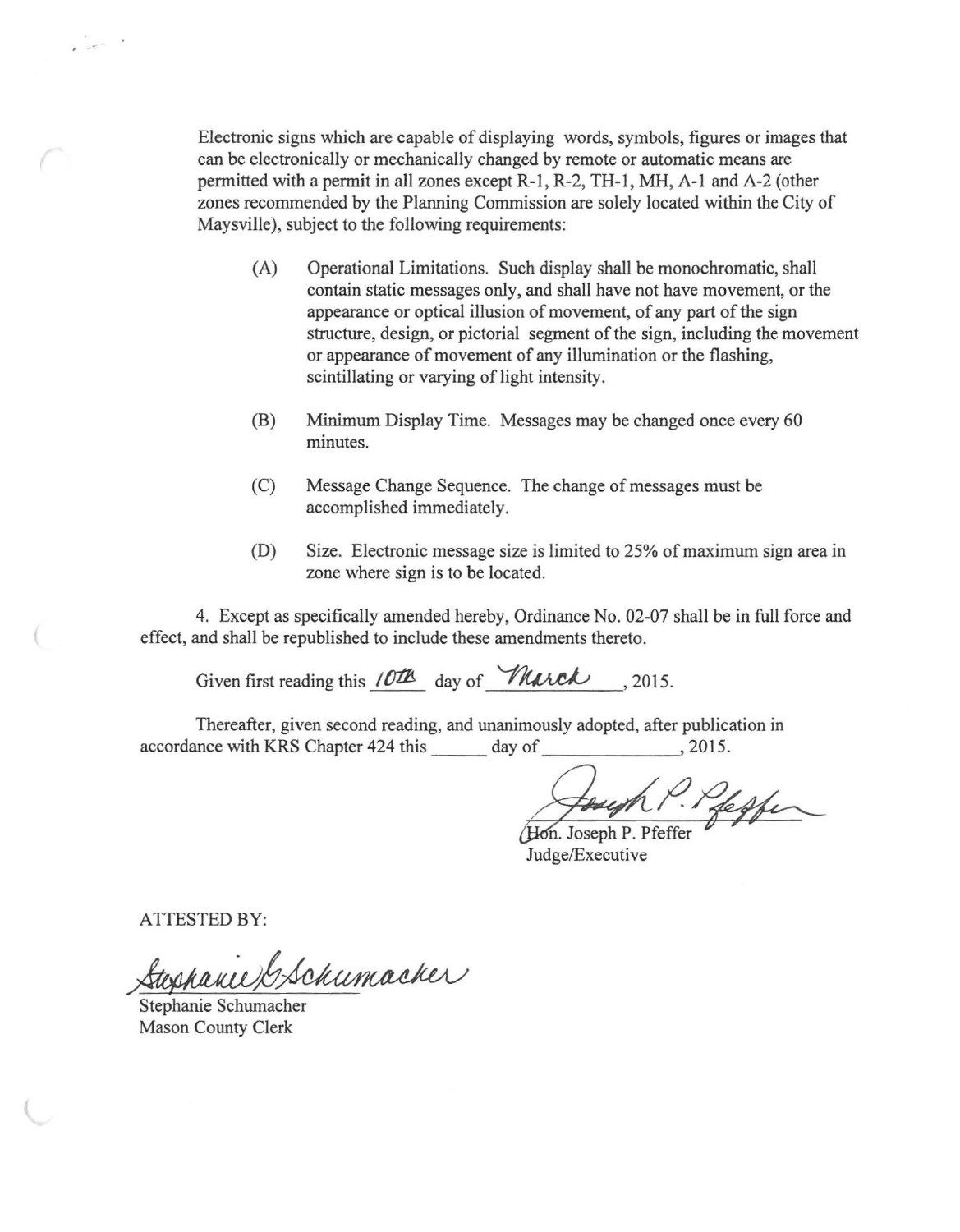Electronic signs which are capable of displaying words, symbols, figures or images that can be electronically or mechanically changed by remote or automatic means are permitted with a permit in all zones except R-1, R-2, TH-1, MH, A-1 and A-2 (other zones recommended by the Planning Commission are solely located within the City of Maysville), subject to the following requirements:

(A) Operational Limitations. Such display shall be monochromatic, shall contain static messages only, and shall have not have movement, or the appearance or optical illusion of movement, of any part of the sign structure, design, or pictorial segment of the sign, including the movement or appearance of movement of any illumination or the flashing, scintillating or varying of light intensity.

(B) Minimum Display Time. Messages may be changed once every 60 minutes.

(C) Message Change Sequence. The change of messages must be accomplished immediately.

(D) Size. Electronic message size is limited to 25% of maximum sign area in zone where sign is to be located.

4. Except as specifically amended hereby, Ordinance No. 02-07 shall be in full force and effect, and shall be republished to include these amendments thereto.

Given first reading this 10th day of March, 2015.

Thereafter, given second reading, and unanimously adopted, after publication in accordance with KRS Chapter 424 this ______ day of ______________, 2015.

Joseph P. Pfeffer

Hon. Joseph P. Pfeffer
Judge/Executive

ATTESTED BY:

Stephanie G. Schumacher

Stephanie Schumacher
Mason County Clerk